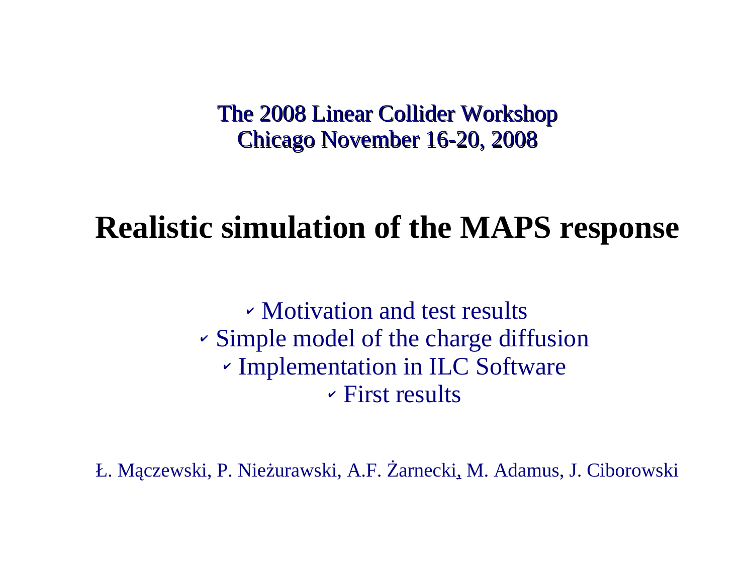**The 2008 Linear Collider Workshop**
**Chicago November 16-20, 2008**

# Realistic simulation of the MAPS response

- Motivation and test results
- Simple model of the charge diffusion
- Implementation in ILC Software
- First results

Ł. Mączewski, P. Nieżurawski, A.F. Żarnecki, M. Adamus, J. Ciborowski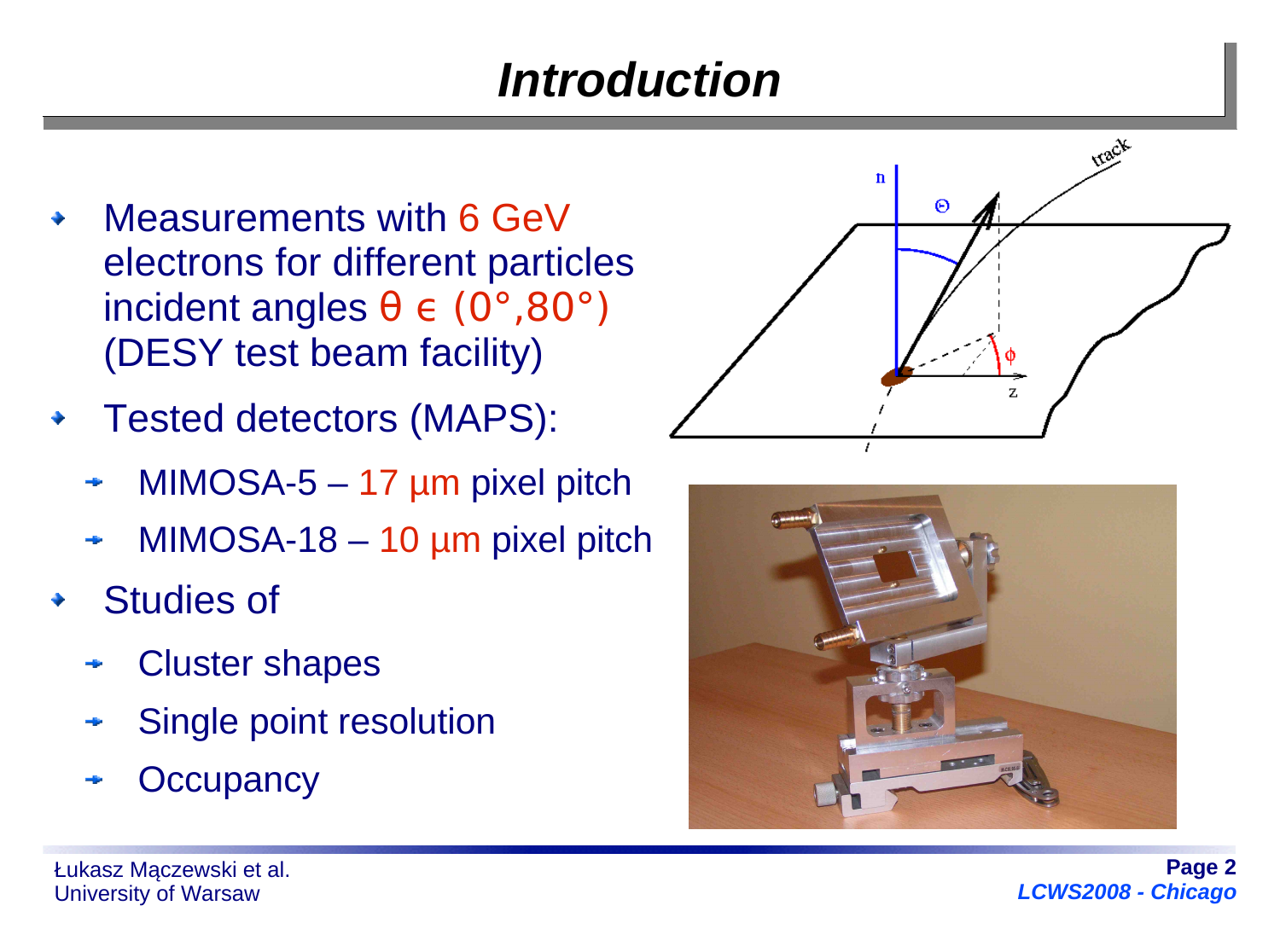# Introduction

- Measurements with 6 GeV electrons for different particles incident angles $\theta \in (0°, 80°)$ (DESY test beam facility)
- Tested detectors (MAPS):
  - MIMOSA-5 – 17 µm pixel pitch
  - MIMOSA-18 – 10 µm pixel pitch
- Studies of
  - Cluster shapes
  - Single point resolution
  - Occupancy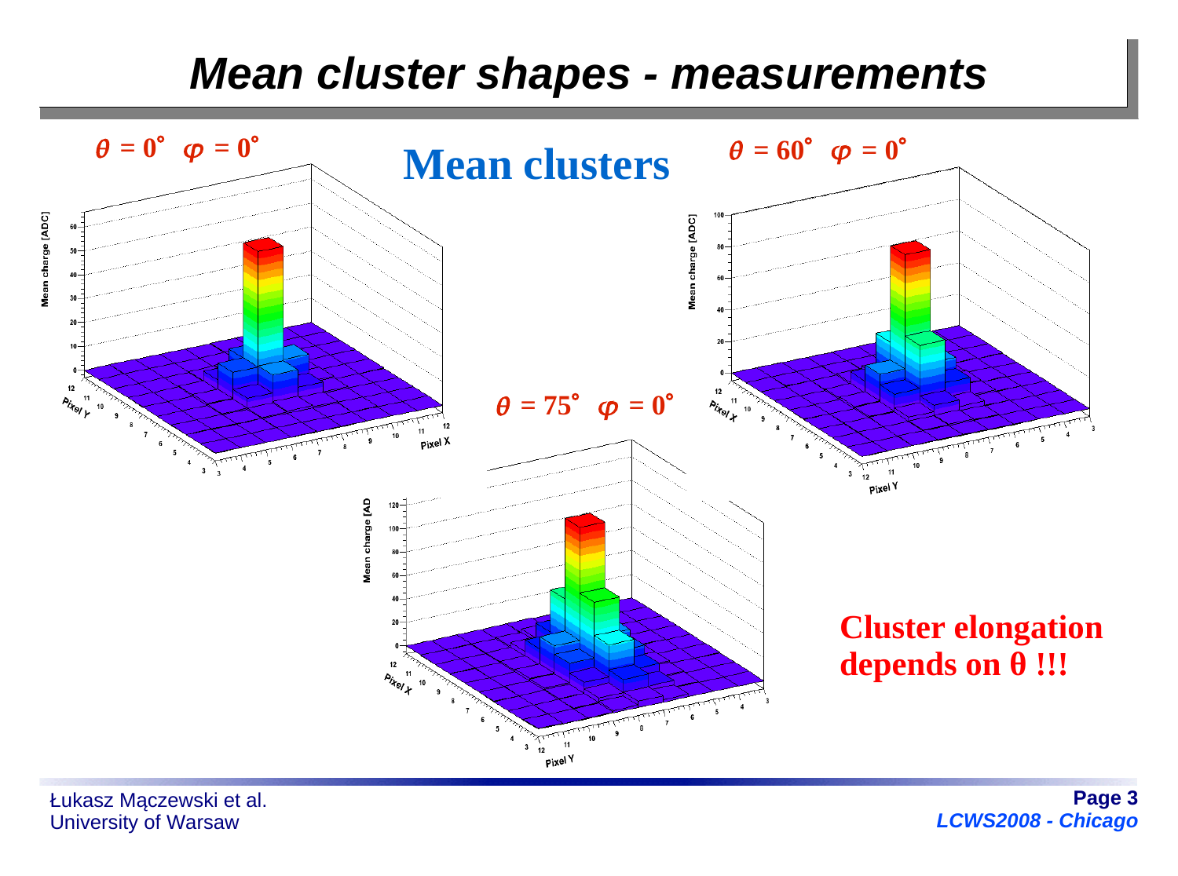# Mean cluster shapes - measurements

## Mean clusters

$\theta = 0^\circ \quad \varphi = 0^\circ$

$\theta = 60^\circ \quad \varphi = 0^\circ$

$\theta = 75^\circ \quad \varphi = 0^\circ$

**Cluster elongation depends on θ !!!**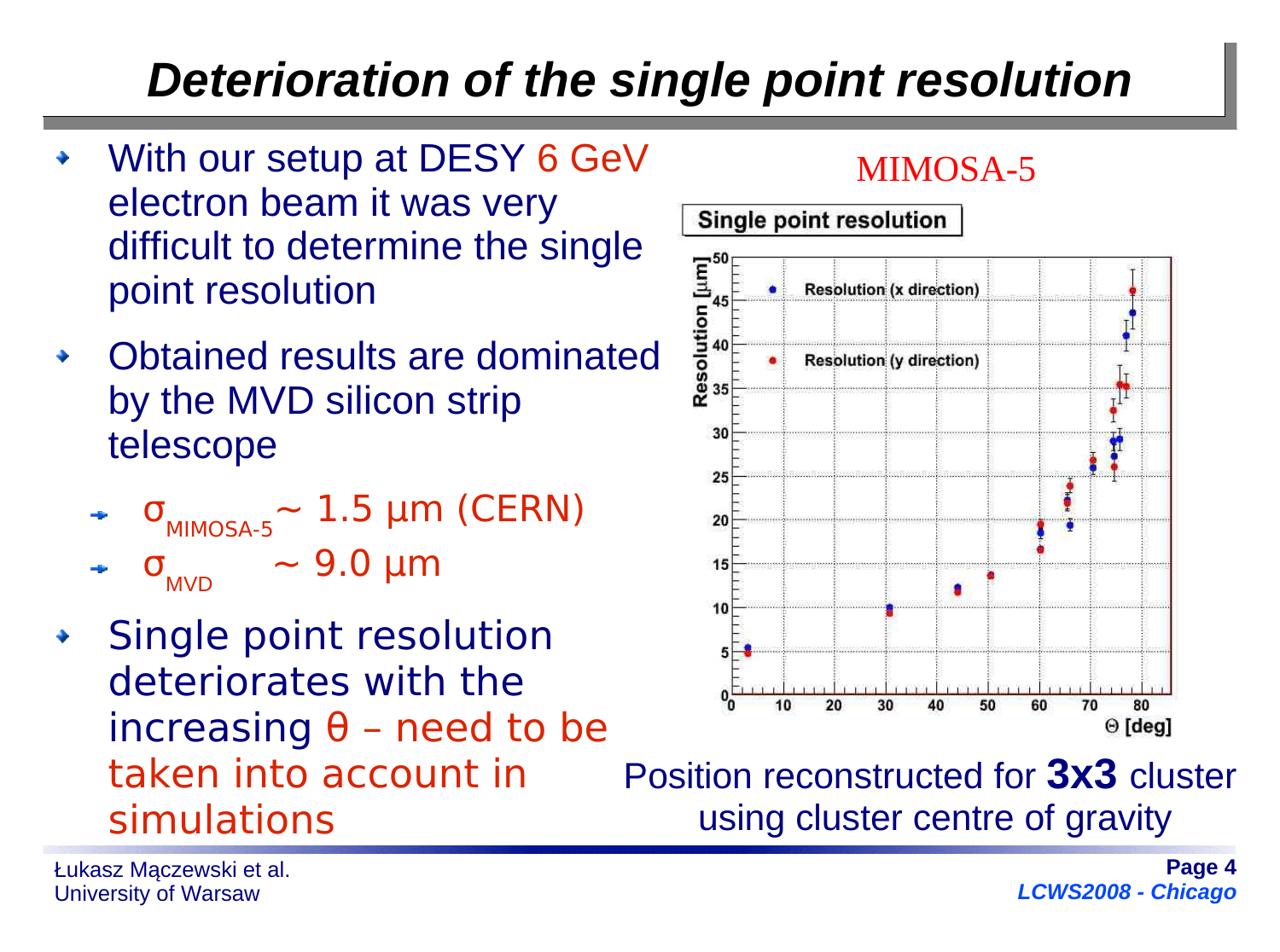# *Deterioration of the single point resolution*

- With our setup at DESY 6 GeV electron beam it was very difficult to determine the single point resolution
- Obtained results are dominated by the MVD silicon strip telescope
  - $\sigma_{MIMOSA\text{-}5} \sim 1.5\ \mu m$ (CERN)
  - $\sigma_{MVD} \sim 9.0\ \mu m$
- Single point resolution deteriorates with the increasing $\theta$ – need to be taken into account in simulations

MIMOSA-5

Single point resolution

Resolution [μm]

Resolution (x direction)

Resolution (y direction)

Θ [deg]

Position reconstructed for **3x3** cluster using cluster centre of gravity

Łukasz Mączewski et al.
University of Warsaw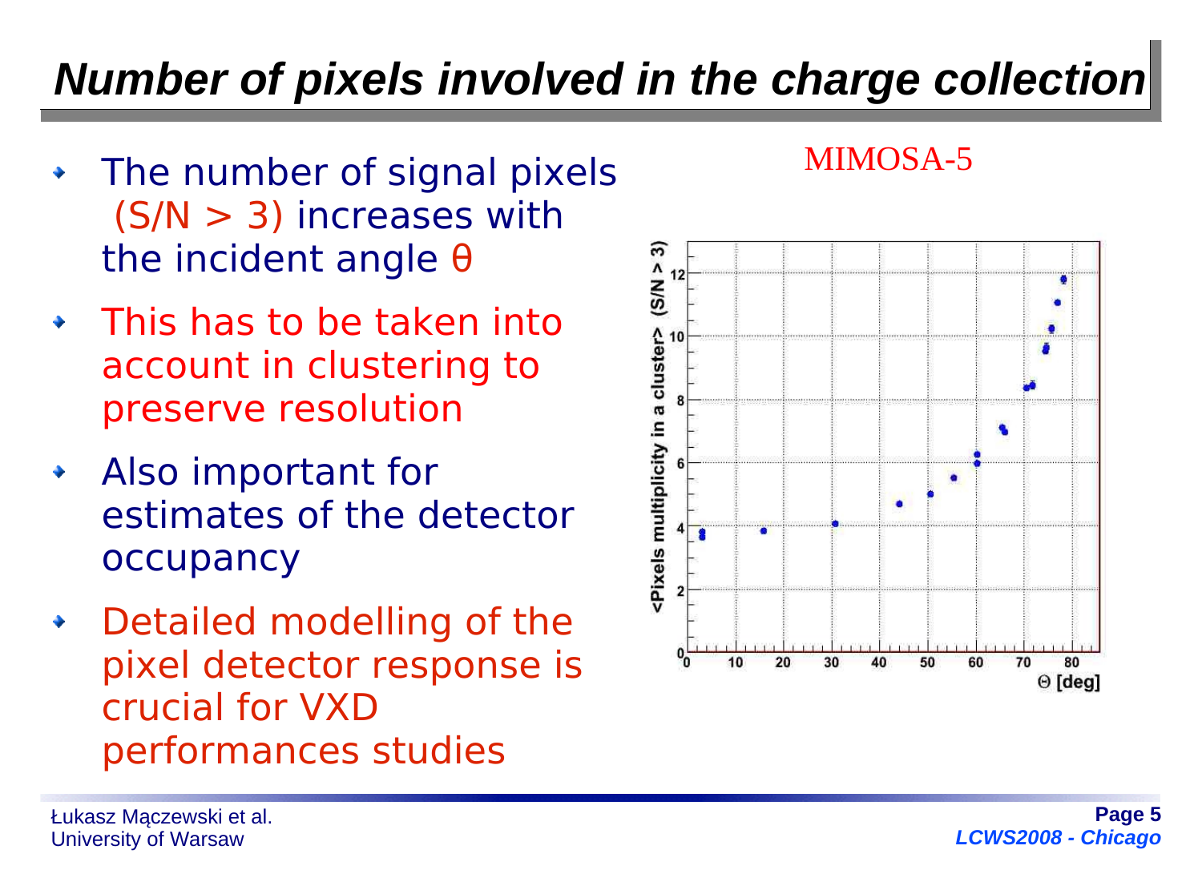# *Number of pixels involved in the charge collection*

- The number of signal pixels (S/N > 3) increases with the incident angle θ
- This has to be taken into account in clustering to preserve resolution
- Also important for estimates of the detector occupancy
- Detailed modelling of the pixel detector response is crucial for VXD performances studies

MIMOSA-5

<Pixels multiplicity in a cluster> (S/N > 3)

Θ [deg]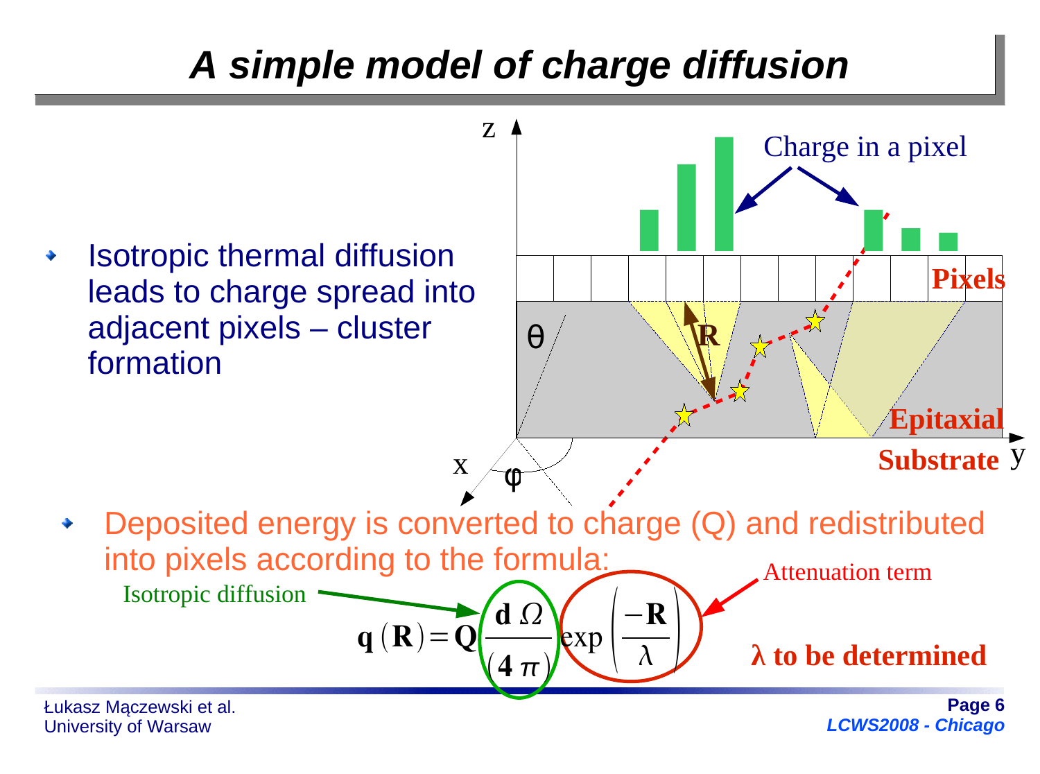# A simple model of charge diffusion

- Isotropic thermal diffusion leads to charge spread into adjacent pixels – cluster formation

- Deposited energy is converted to charge (Q) and redistributed into pixels according to the formula:

Isotropic diffusion

Attenuation term

$$\mathbf{q}(\mathbf{R}) = \mathbf{Q}\frac{\mathbf{d}\,\Omega}{(\mathbf{4}\,\pi)}\exp\left(\frac{-\mathbf{R}}{\lambda}\right)$$

**λ to be determined**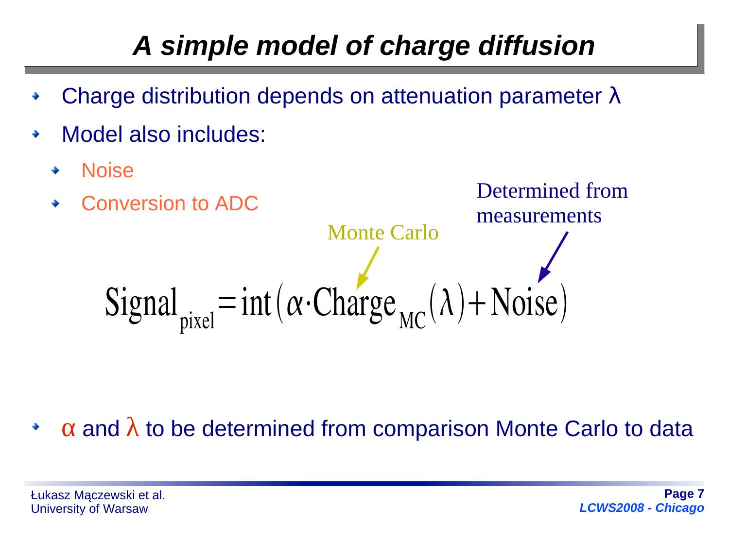# *A simple model of charge diffusion*

- Charge distribution depends on attenuation parameter $\lambda$
- Model also includes:
  - Noise
  - Conversion to ADC

Monte Carlo

Determined from measurements

$$\text{Signal}_{\text{pixel}} = \text{int}\left(\alpha \cdot \text{Charge}_{\text{MC}}(\lambda) + \text{Noise}\right)$$

- $\alpha$ and $\lambda$ to be determined from comparison Monte Carlo to data

Łukasz Mączewski et al.
University of Warsaw

*LCWS2008 - Chicago*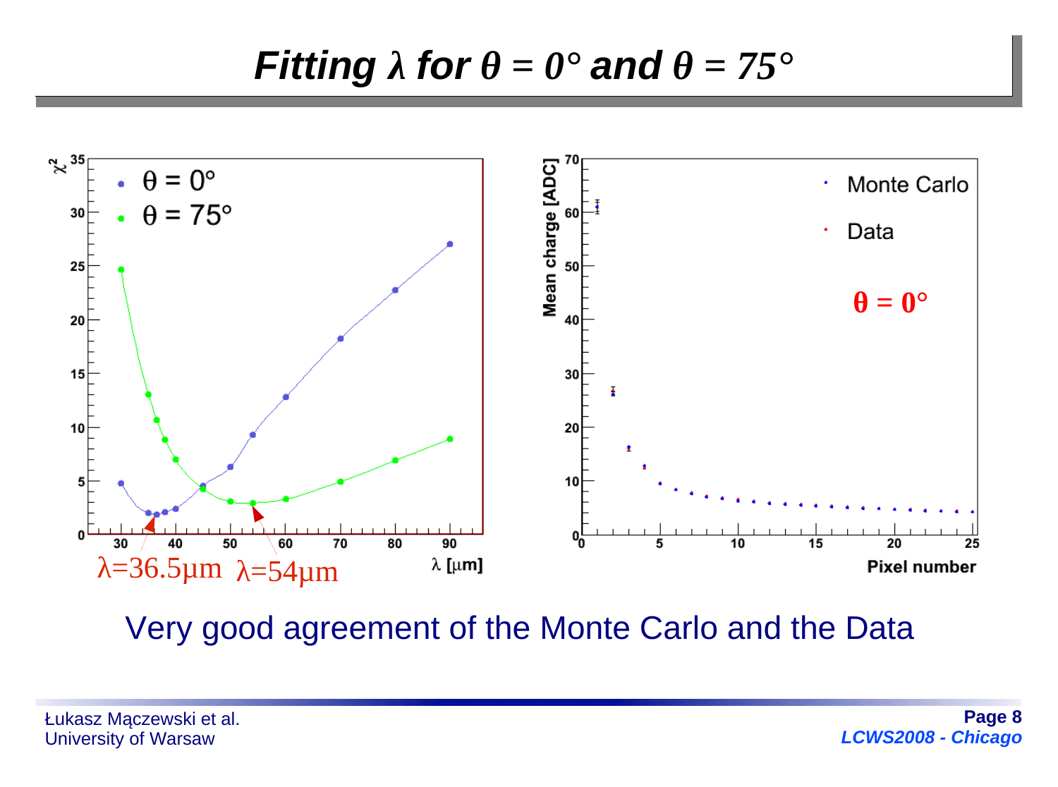# Fitting $\lambda$ for $\theta = 0°$ and $\theta = 75°$

$\lambda$=36.5μm $\lambda$=54μm

Very good agreement of the Monte Carlo and the Data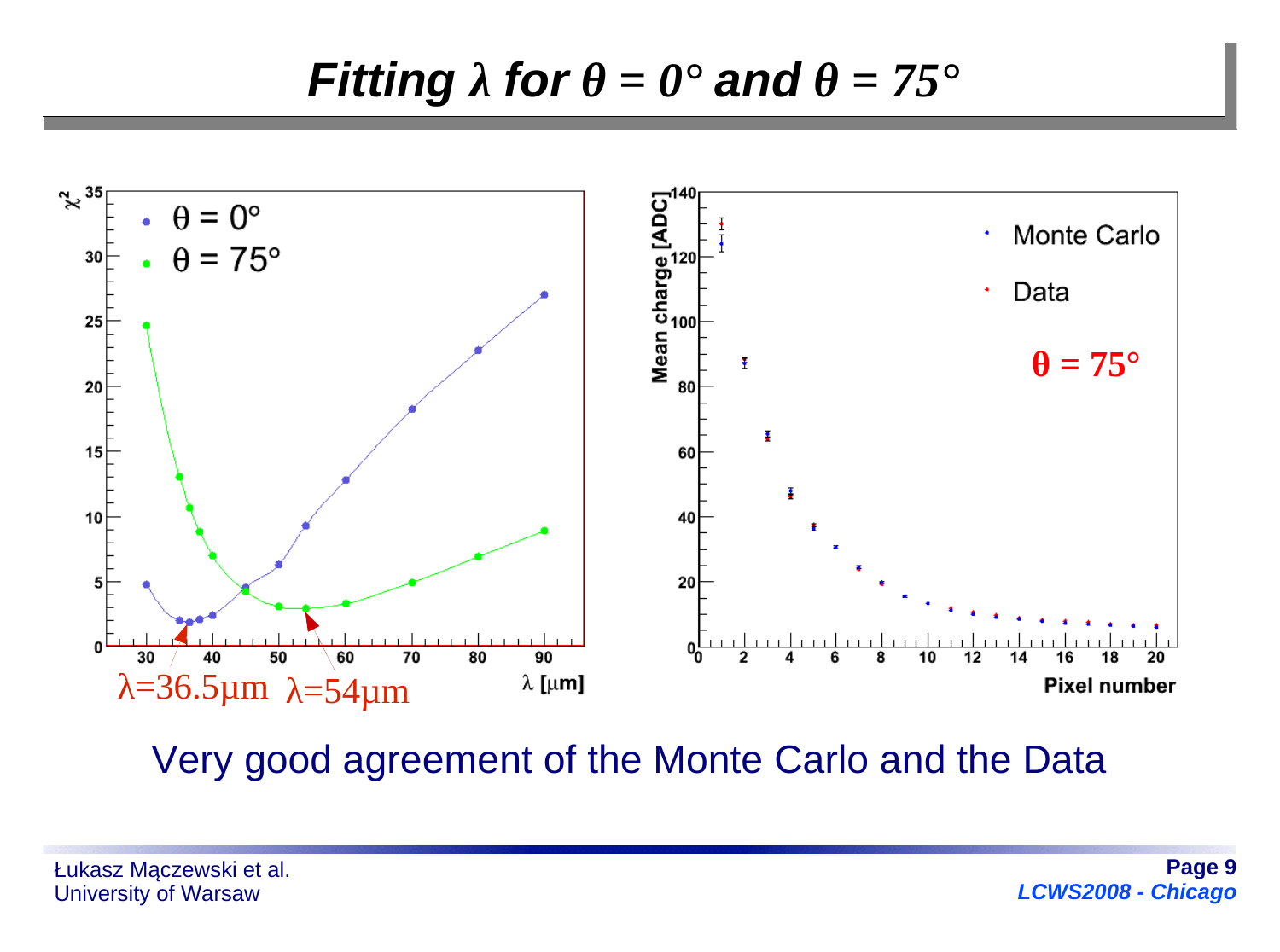# *Fitting $\lambda$ for $\theta = 0°$ and $\theta = 75°$*

$\lambda$=36.5μm $\lambda$=54μm

Very good agreement of the Monte Carlo and the Data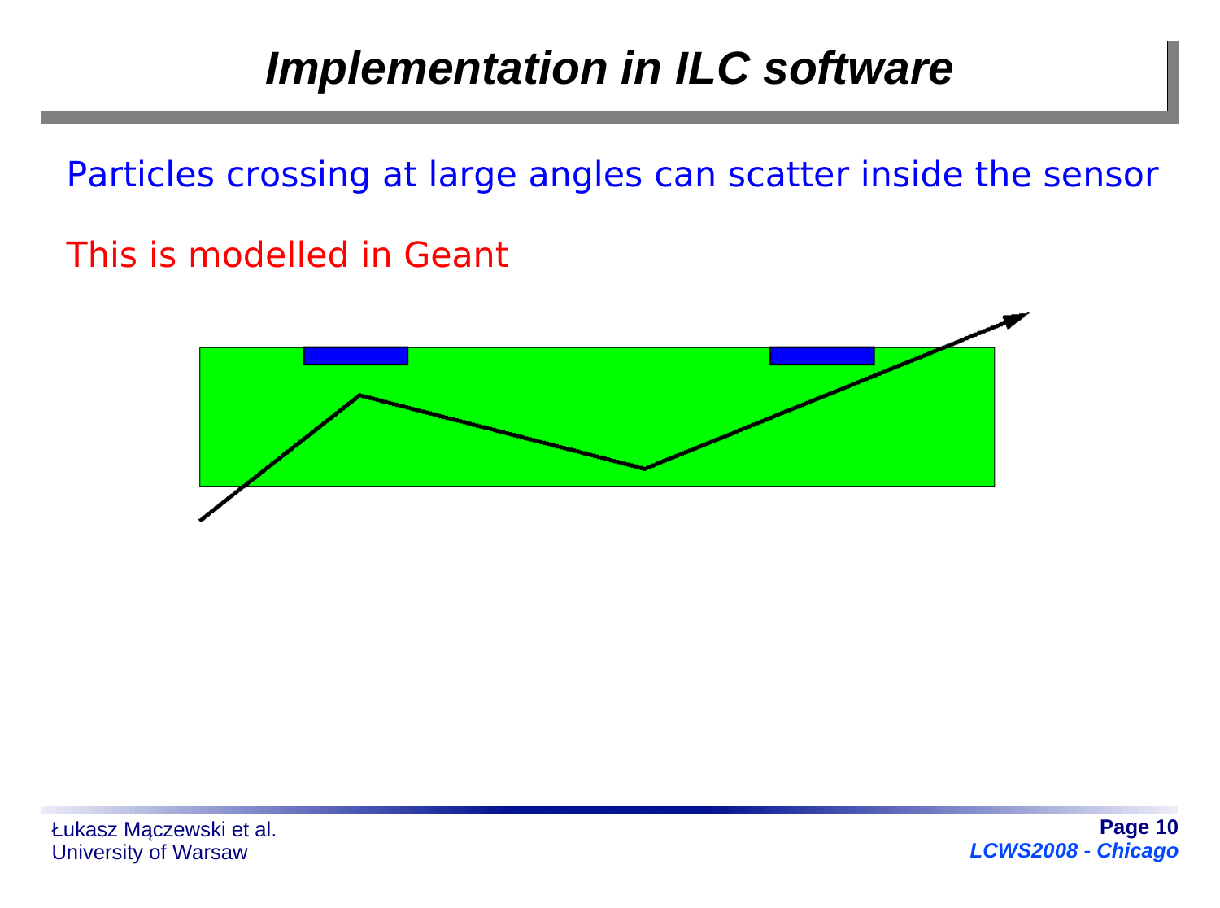# *Implementation in ILC software*

Particles crossing at large angles can scatter inside the sensor

This is modelled in Geant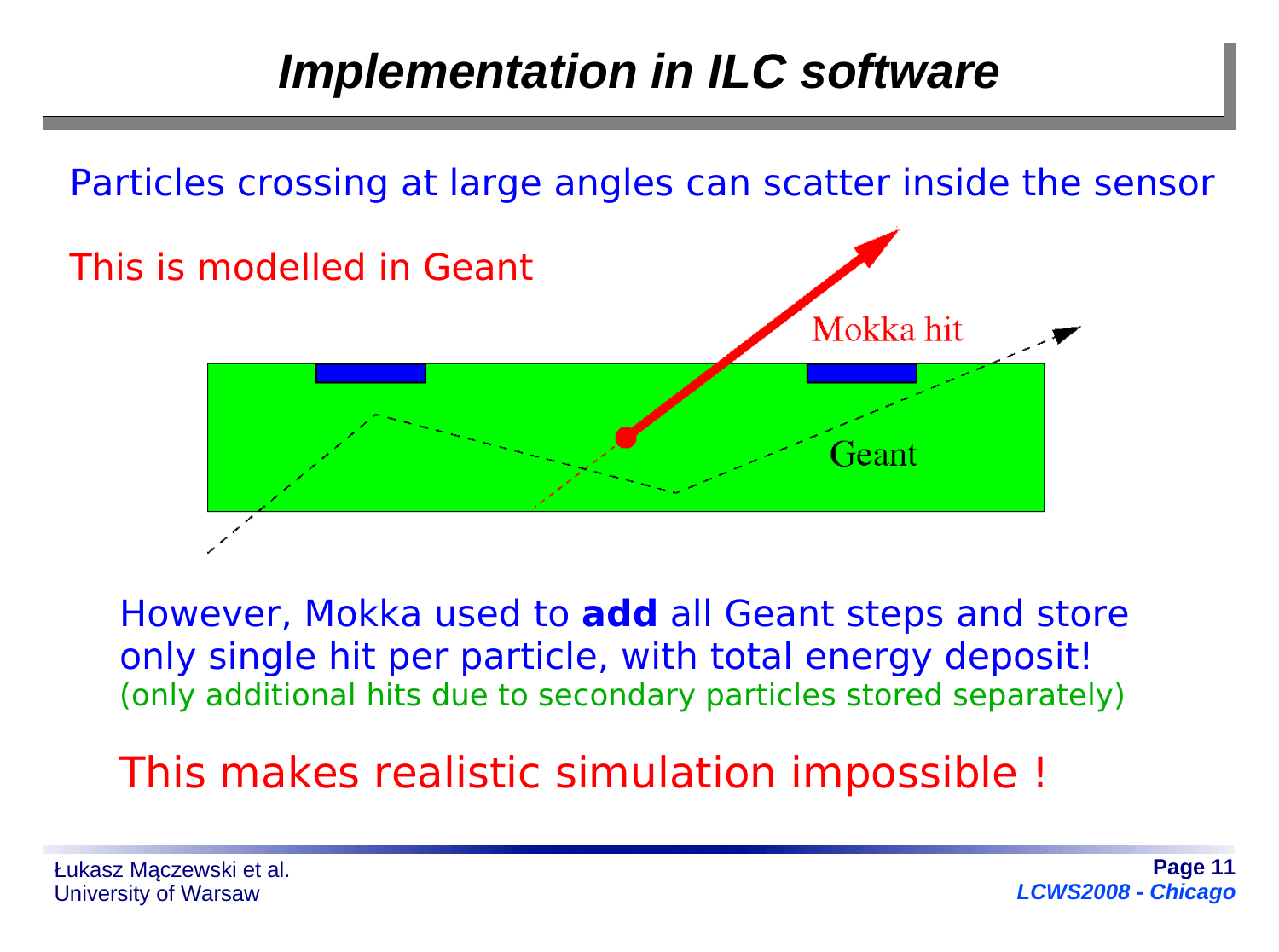# Implementation in ILC software

Particles crossing at large angles can scatter inside the sensor

This is modelled in Geant

Mokka hit

Geant

However, Mokka used to **add** all Geant steps and store only single hit per particle, with total energy deposit!
(only additional hits due to secondary particles stored separately)

This makes realistic simulation impossible !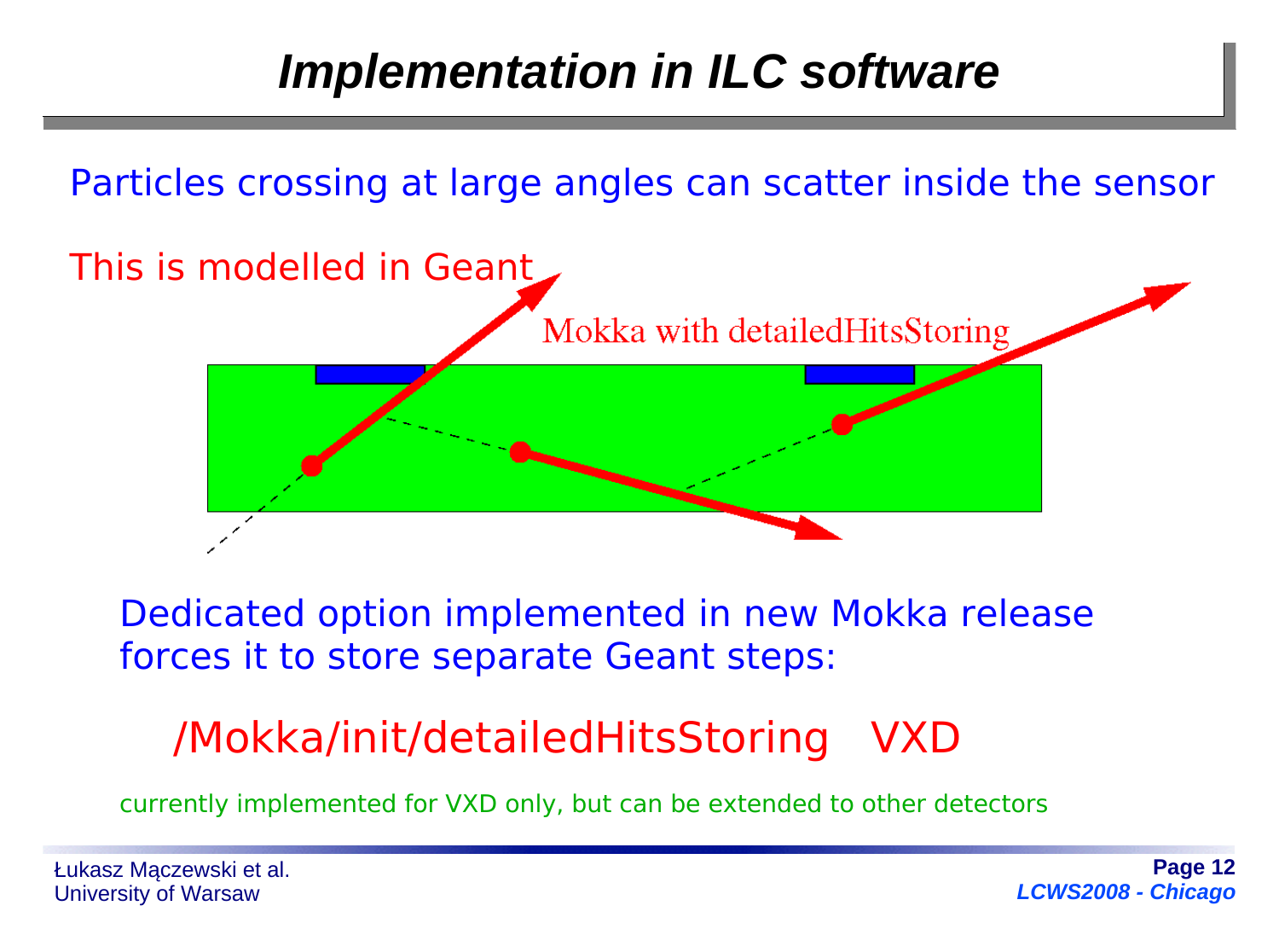# Implementation in ILC software

Particles crossing at large angles can scatter inside the sensor

This is modelled in Geant

Mokka with detailedHitsStoring

Dedicated option implemented in new Mokka release forces it to store separate Geant steps:

```
/Mokka/init/detailedHitsStoring   VXD
```

currently implemented for VXD only, but can be extended to other detectors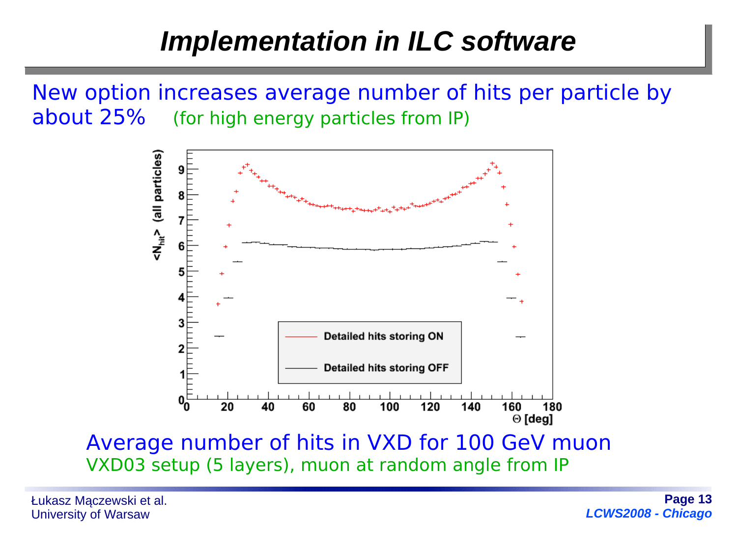# Implementation in ILC software

New option increases average number of hits per particle by about 25% (for high energy particles from IP)

Average number of hits in VXD for 100 GeV muon

VXD03 setup (5 layers), muon at random angle from IP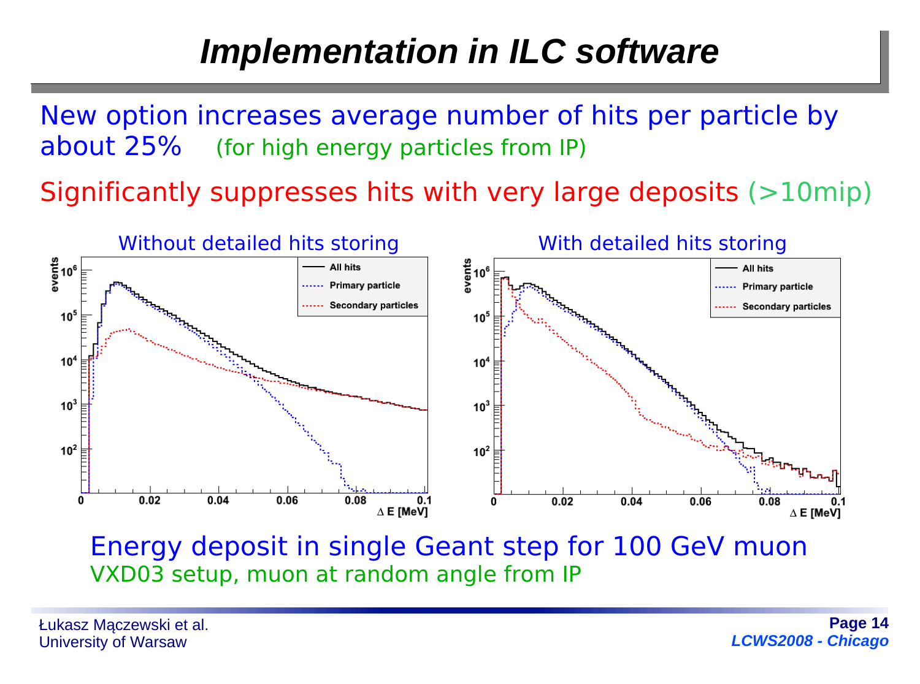# Implementation in ILC software

New option increases average number of hits per particle by about 25% (for high energy particles from IP)

Significantly suppresses hits with very large deposits (>10mip)

Without detailed hits storing

With detailed hits storing

Energy deposit in single Geant step for 100 GeV muon

VXD03 setup, muon at random angle from IP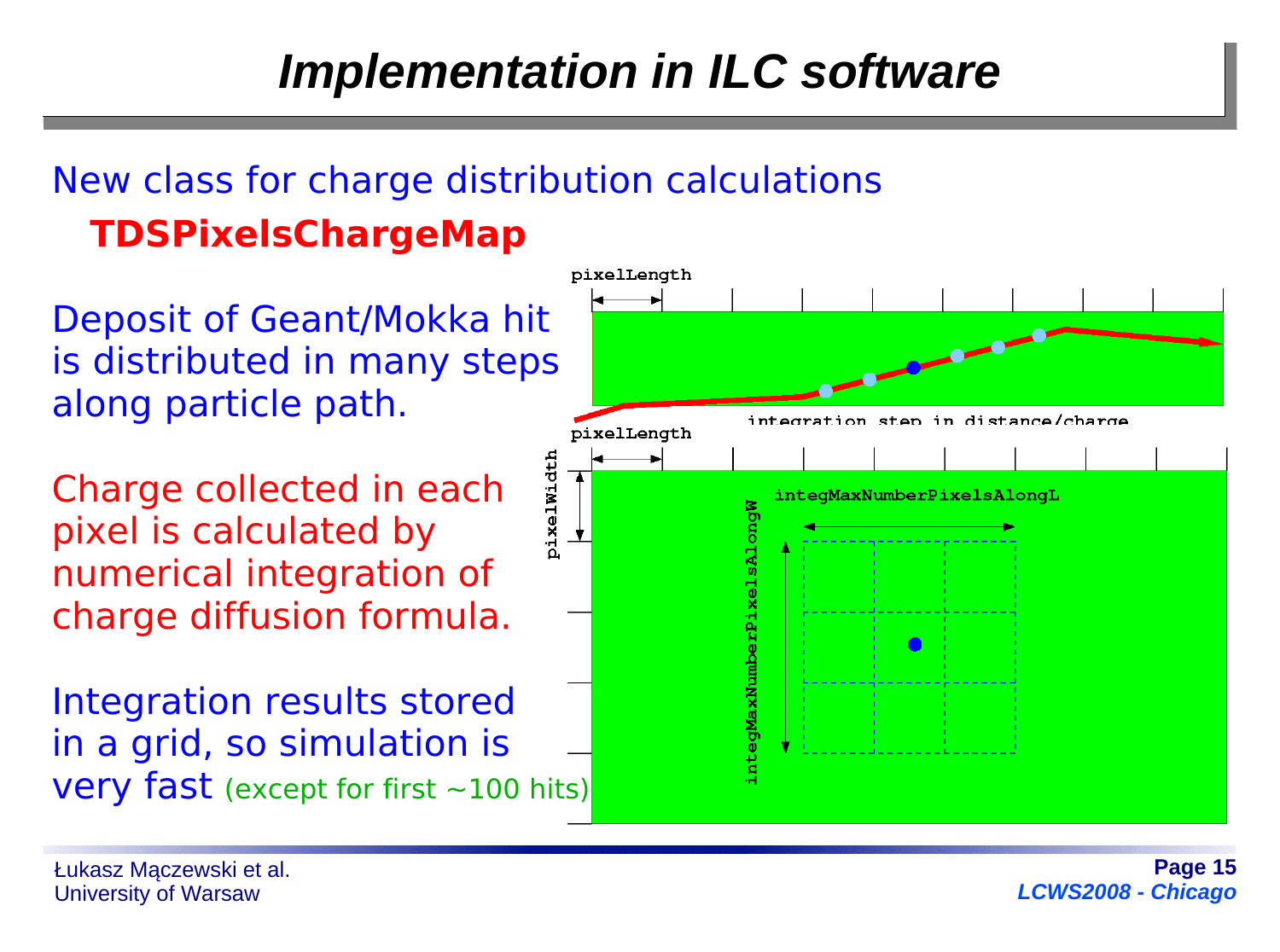# Implementation in ILC software

New class for charge distribution calculations

**TDSPixelsChargeMap**

Deposit of Geant/Mokka hit is distributed in many steps along particle path.

Charge collected in each pixel is calculated by numerical integration of charge diffusion formula.

Integration results stored in a grid, so simulation is very fast (except for first ~100 hits)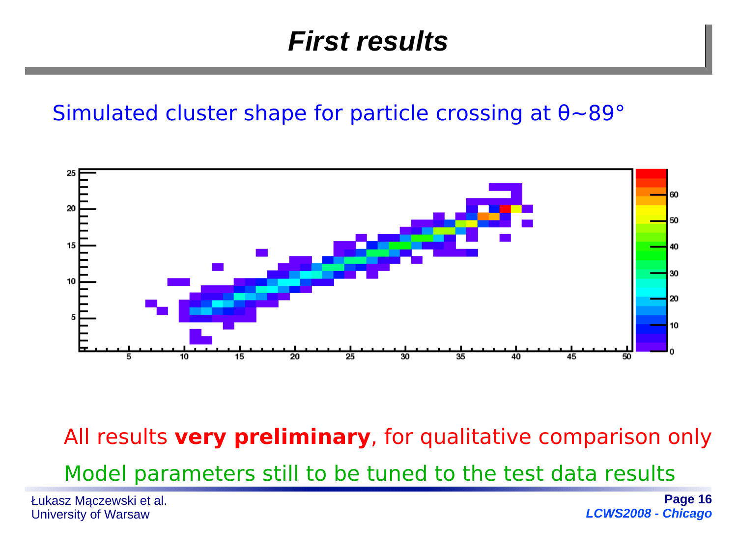# First results

Simulated cluster shape for particle crossing at $\theta \sim 89°$

All results **very preliminary**, for qualitative comparison only

Model parameters still to be tuned to the test data results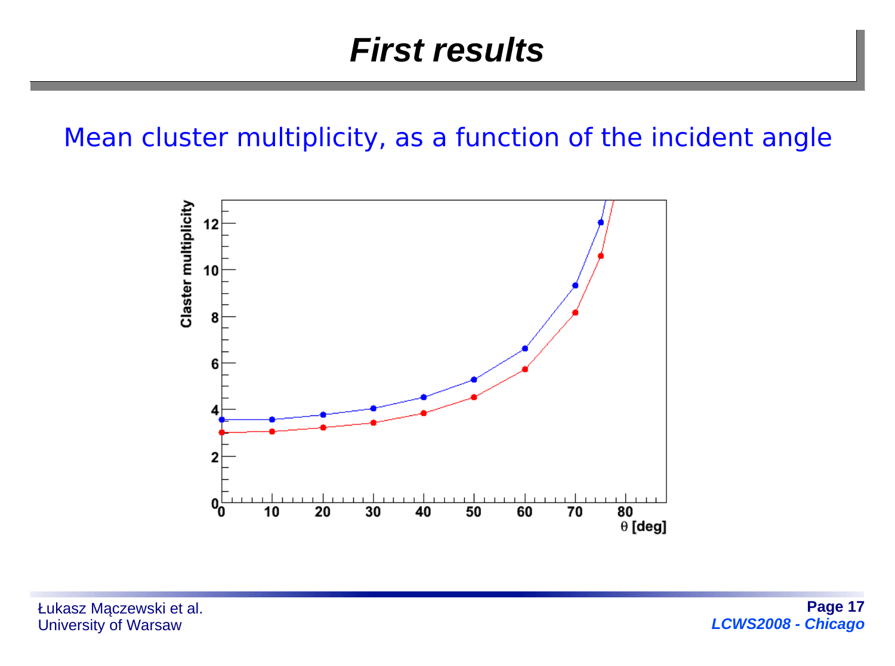# *First results*

Mean cluster multiplicity, as a function of the incident angle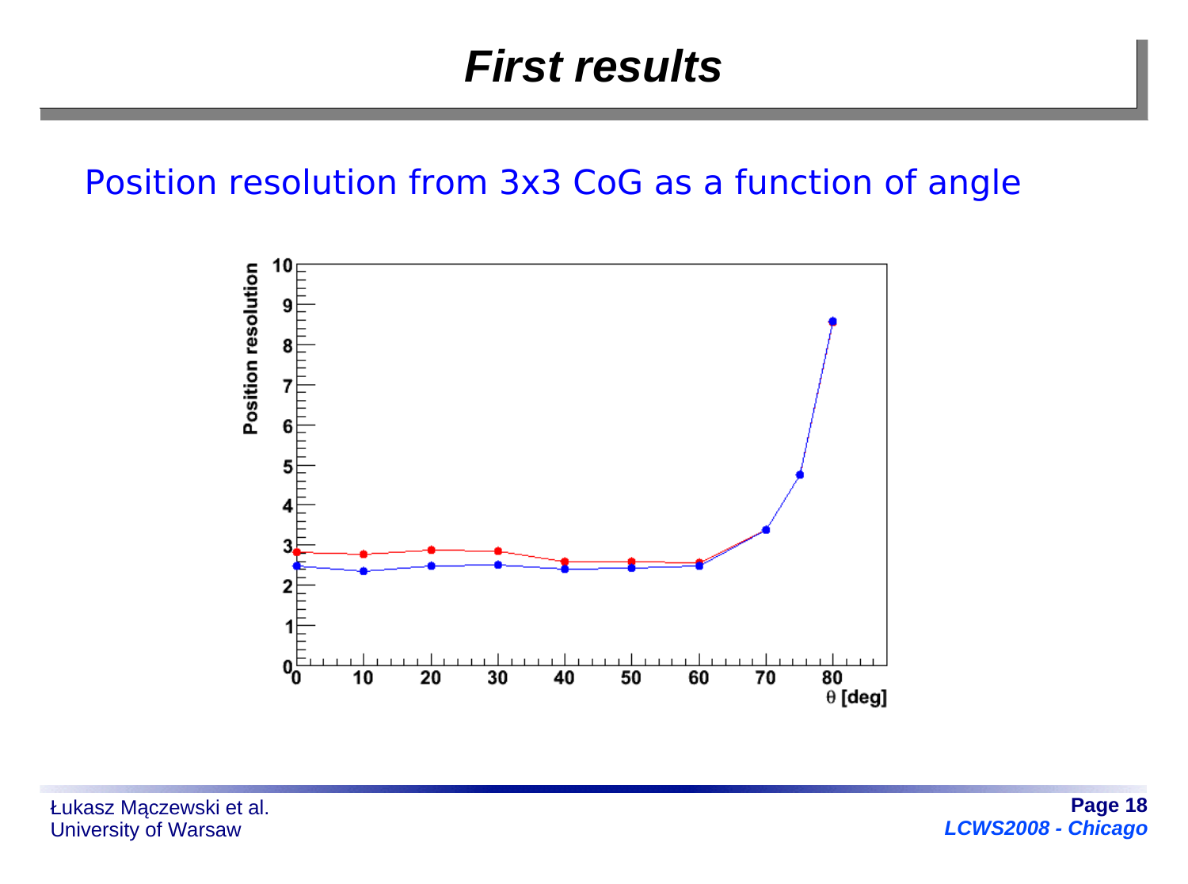# First results

Position resolution from 3x3 CoG as a function of angle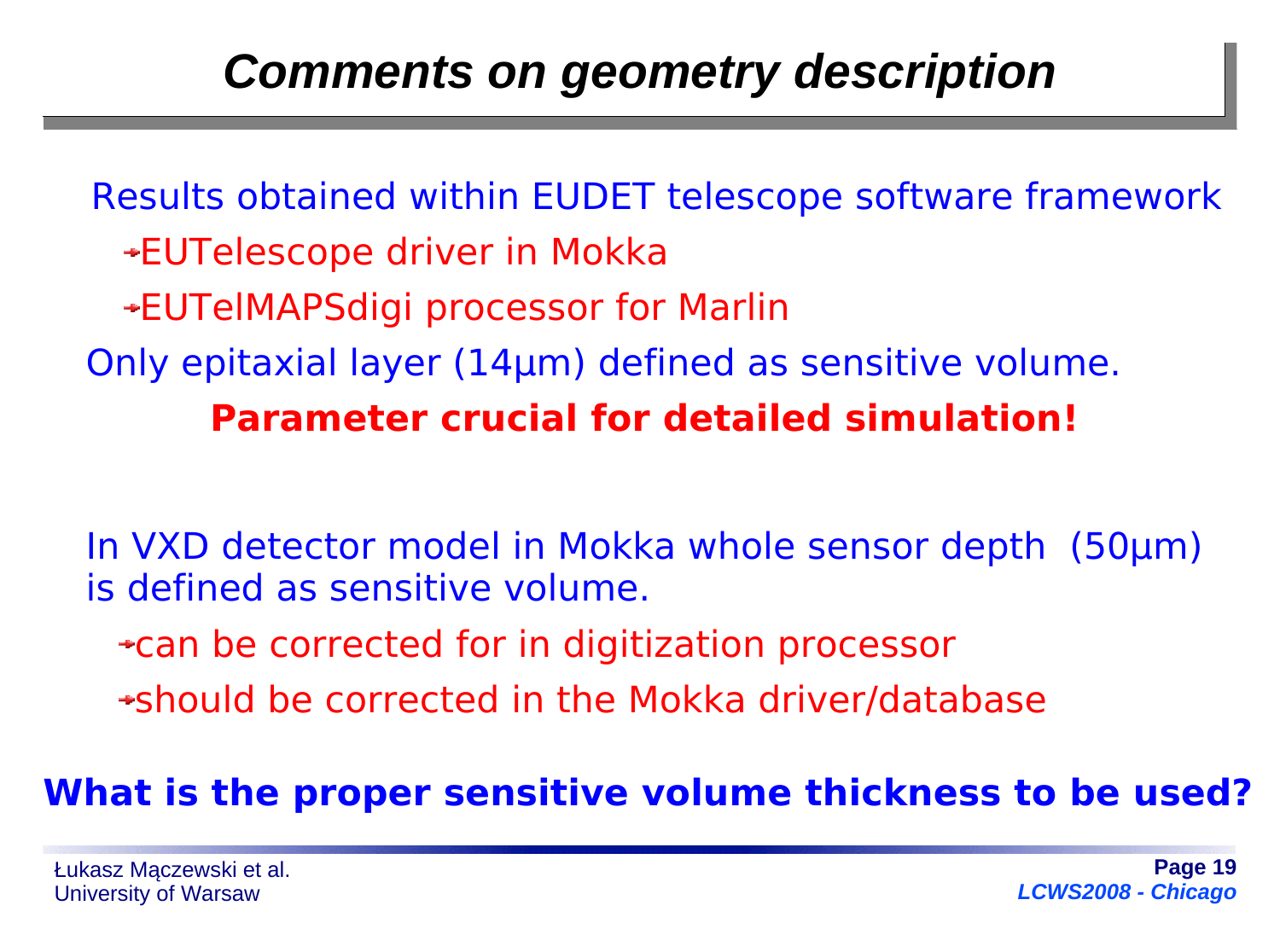# Comments on geometry description

Results obtained within EUDET telescope software framework

- EUTelescope driver in Mokka
- EUTelMAPSdigi processor for Marlin

Only epitaxial layer (14μm) defined as sensitive volume.

**Parameter crucial for detailed simulation!**

In VXD detector model in Mokka whole sensor depth (50μm) is defined as sensitive volume.

- can be corrected for in digitization processor
- should be corrected in the Mokka driver/database

**What is the proper sensitive volume thickness to be used?**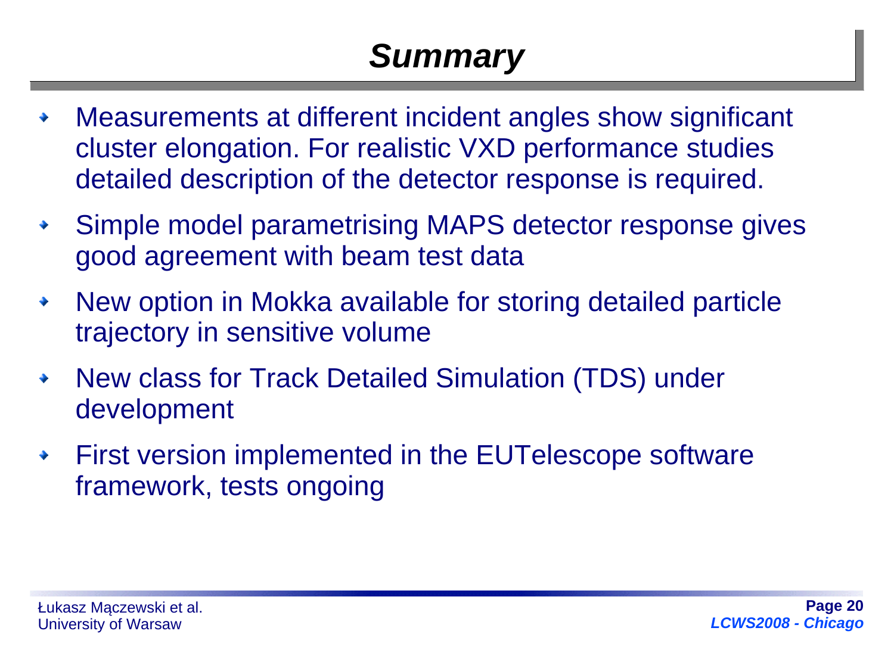# *Summary*

- Measurements at different incident angles show significant cluster elongation. For realistic VXD performance studies detailed description of the detector response is required.
- Simple model parametrising MAPS detector response gives good agreement with beam test data
- New option in Mokka available for storing detailed particle trajectory in sensitive volume
- New class for Track Detailed Simulation (TDS) under development
- First version implemented in the EUTelescope software framework, tests ongoing